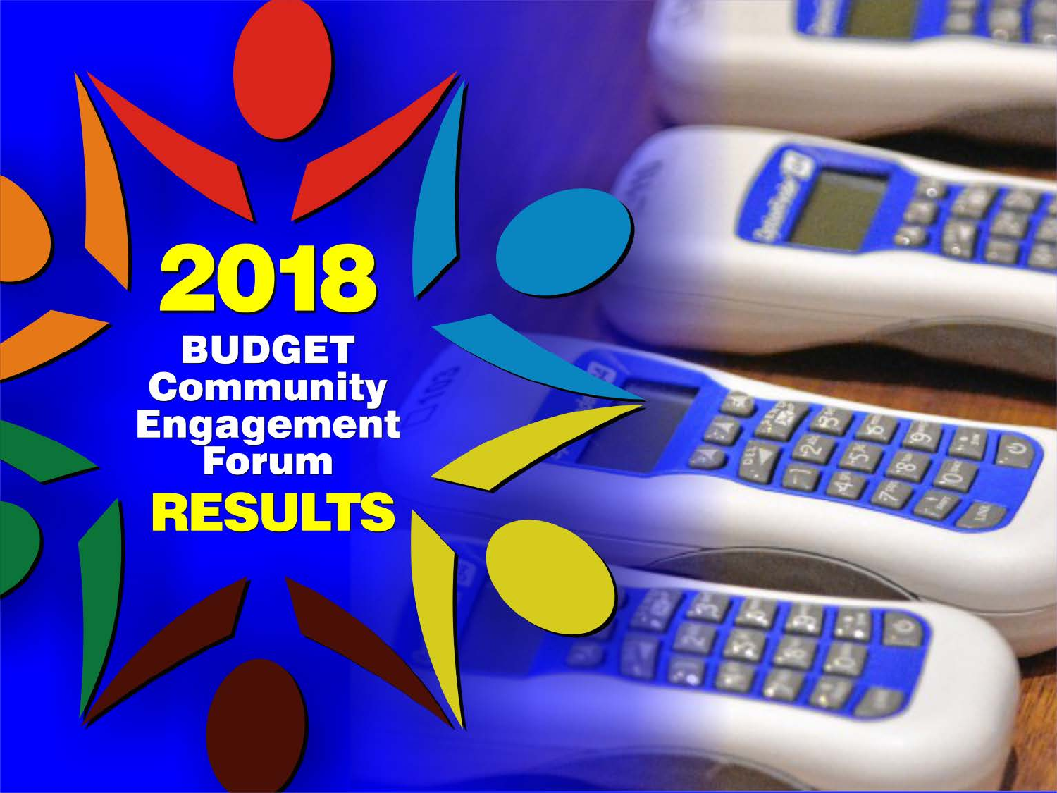# 2018

## BUDGET Community Engagement Forum

# RESULTS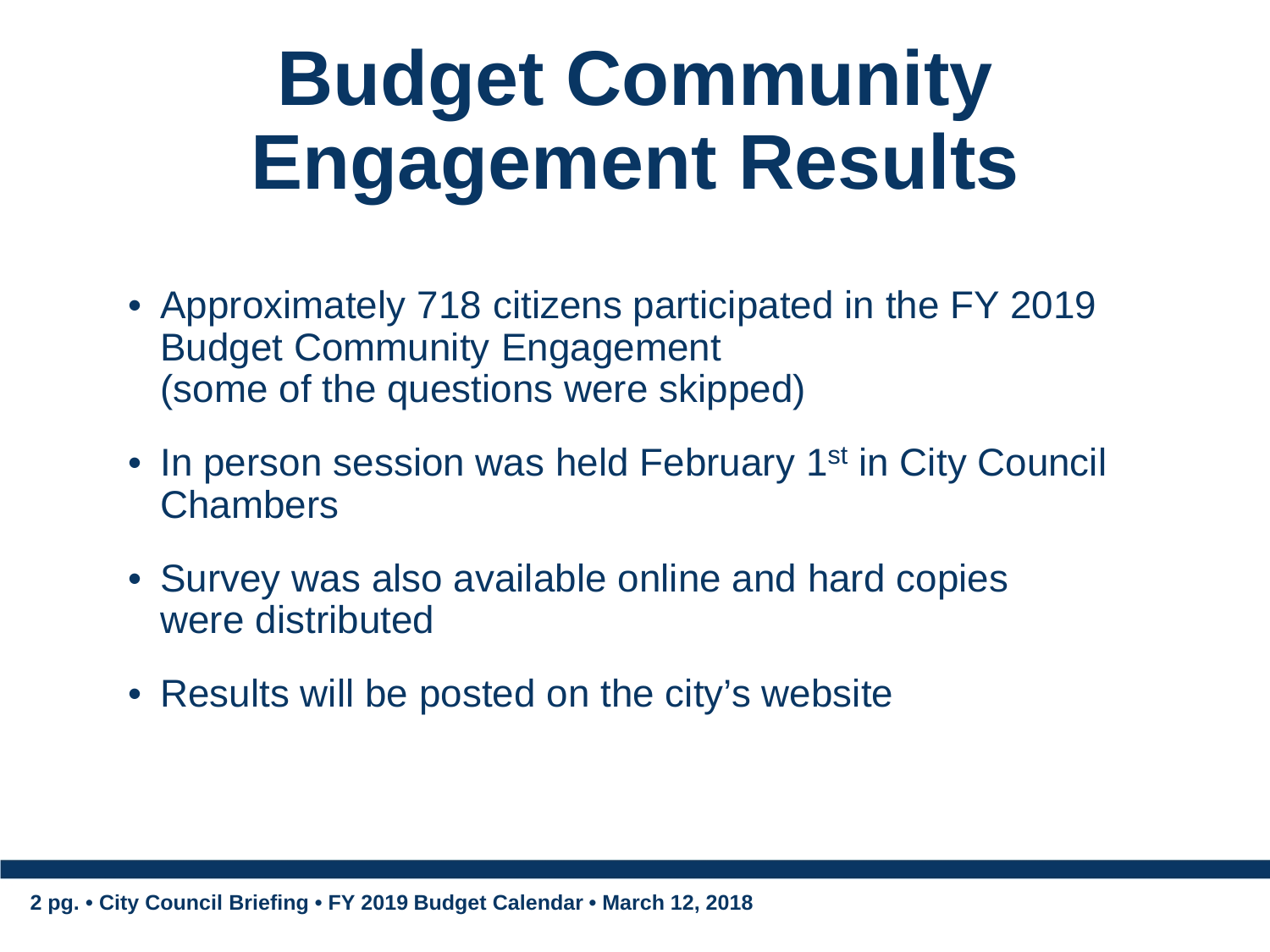# Budget Community Engagement Results

- Approximately 718 citizens participated in the FY 2019 Budget Community Engagement (some of the questions were skipped)
- In person session was held February 1st in City Council Chambers
- Survey was also available online and hard copies were distributed
- Results will be posted on the city's website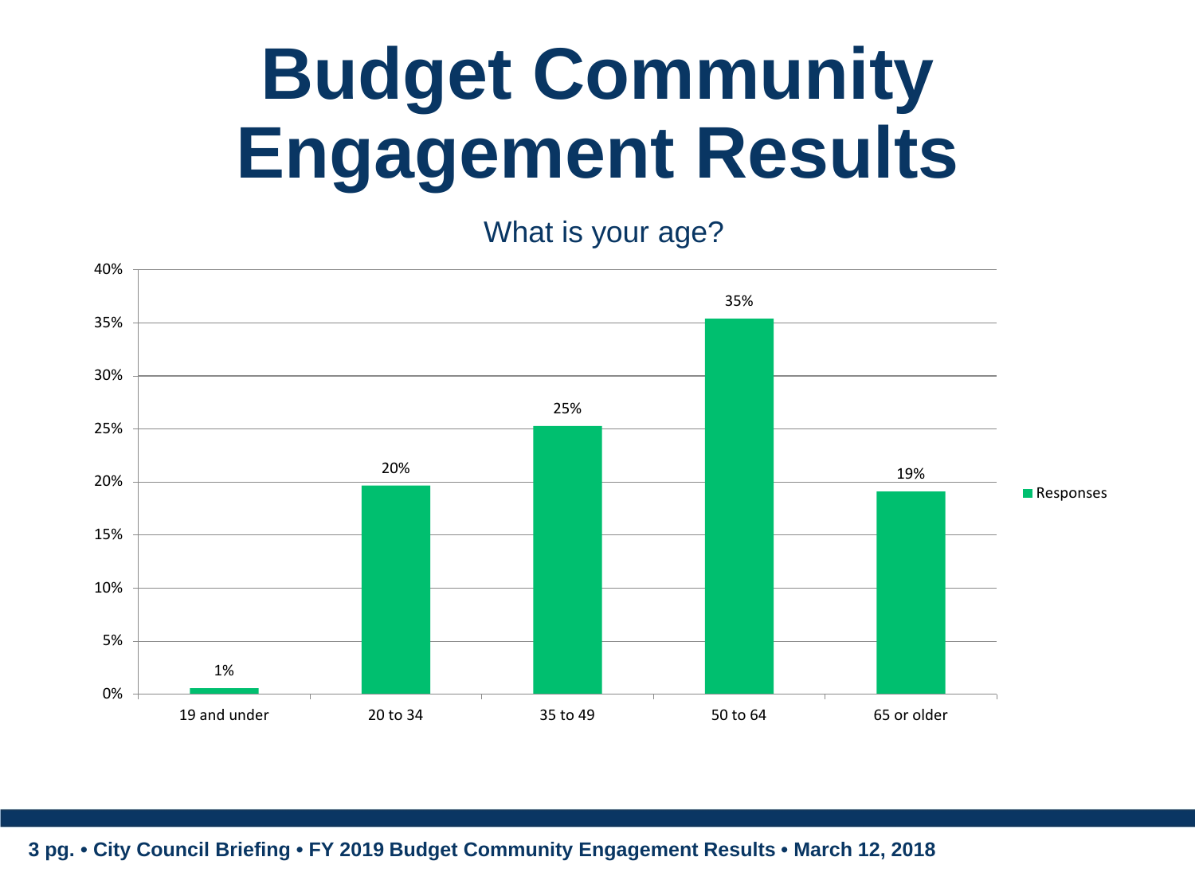# Budget Community Engagement Results

## What is your age?

| Age | Responses |
|---|---|
| 19 and under | 1% |
| 20 to 34 | 20% |
| 35 to 49 | 25% |
| 50 to 64 | 35% |
| 65 or older | 19% |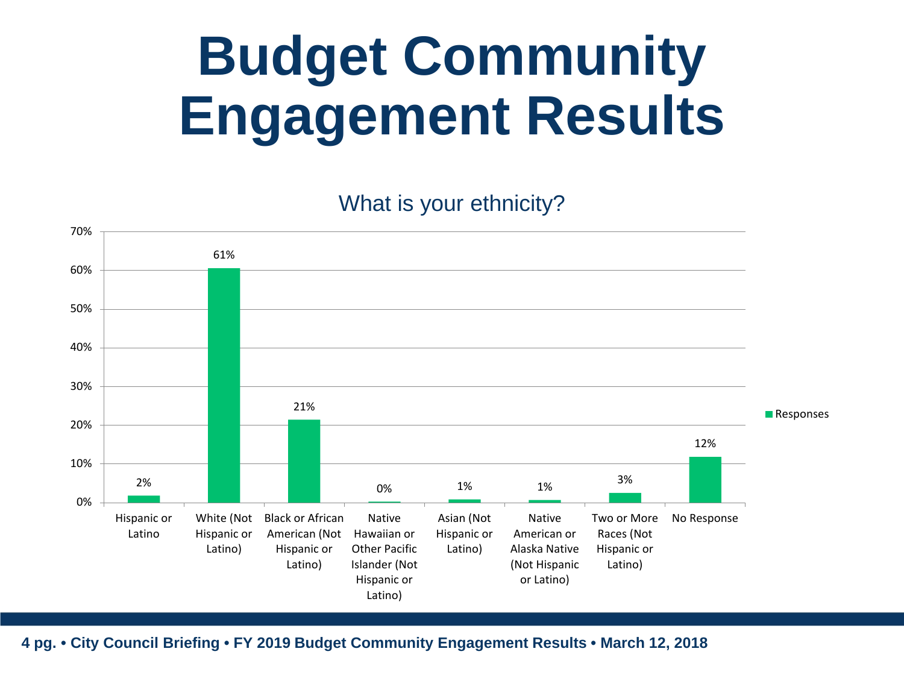# Budget Community Engagement Results

## What is your ethnicity?

| Ethnicity | Responses |
|---|---|
| Hispanic or Latino | 2% |
| White (Not Hispanic or Latino) | 61% |
| Black or African American (Not Hispanic or Latino) | 21% |
| Native Hawaiian or Other Pacific Islander (Not Hispanic or Latino) | 0% |
| Asian (Not Hispanic or Latino) | 1% |
| Native American or Alaska Native (Not Hispanic or Latino) | 1% |
| Two or More Races (Not Hispanic or Latino) | 3% |
| No Response | 12% |

**City Council Briefing • FY 2019 Budget Community Engagement Results • March 12, 2018**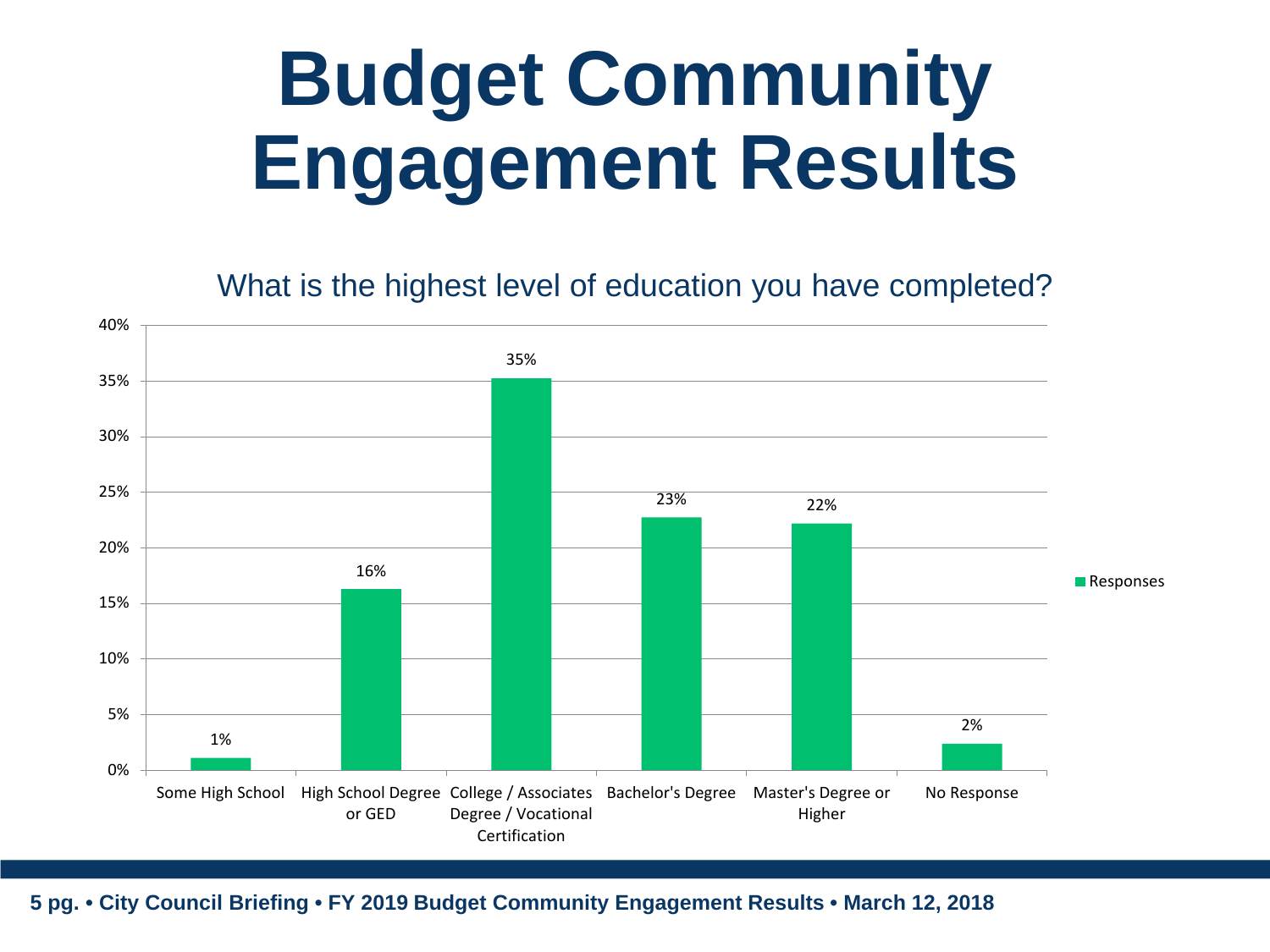# Budget Community Engagement Results

## What is the highest level of education you have completed?

| Education Level | Responses |
| --- | --- |
| Some High School | 1% |
| High School Degree or GED | 16% |
| College / Associates Degree / Vocational Certification | 35% |
| Bachelor's Degree | 23% |
| Master's Degree or Higher | 22% |
| No Response | 2% |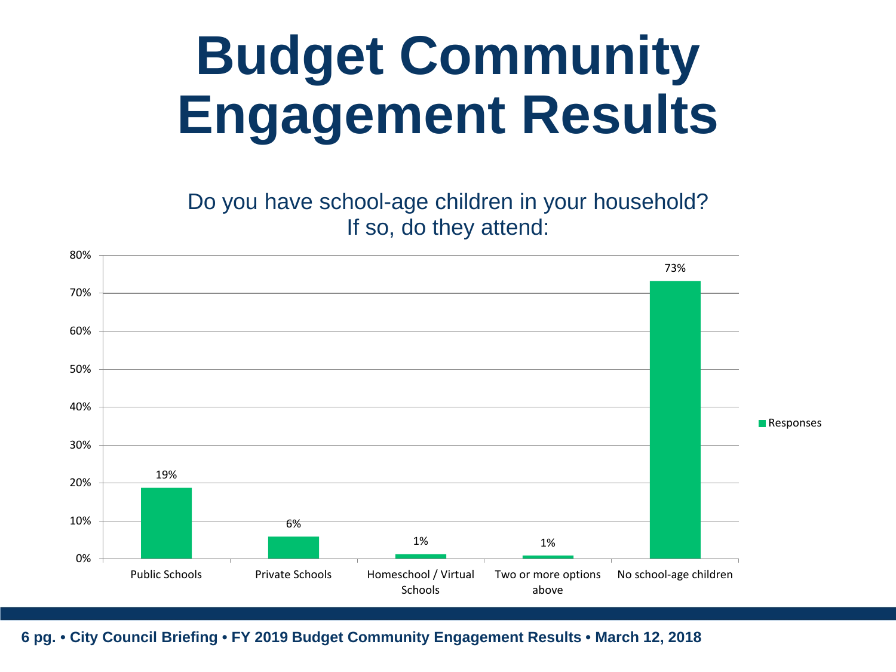# Budget Community Engagement Results

Do you have school-age children in your household? If so, do they attend:

| | Responses |
| --- | --- |
| Public Schools | 19% |
| Private Schools | 6% |
| Homeschool / Virtual Schools | 1% |
| Two or more options above | 1% |
| No school-age children | 73% |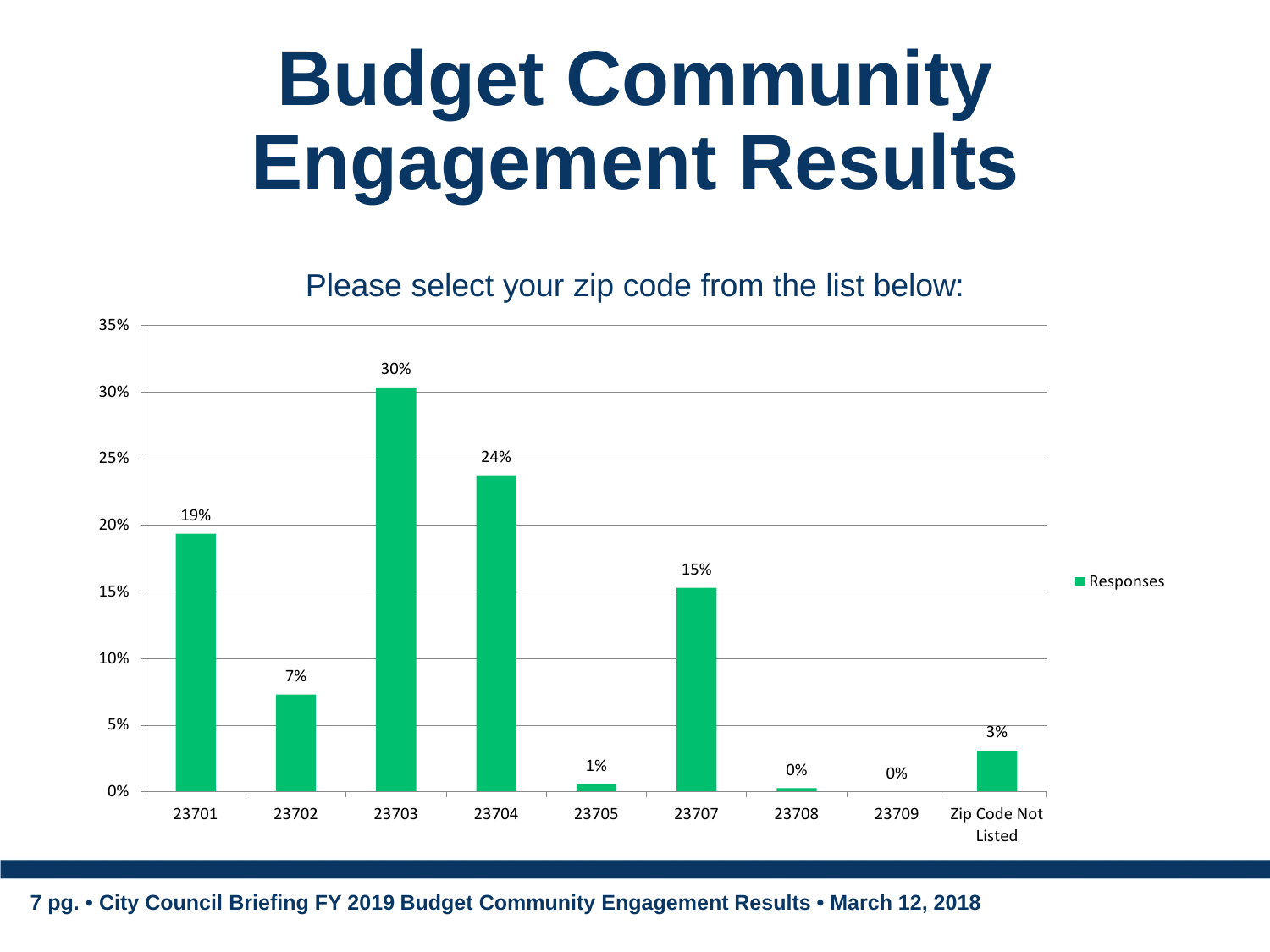# Budget Community Engagement Results

Please select your zip code from the list below:

| Zip Code | Responses |
|---|---|
| 23701 | 19% |
| 23702 | 7% |
| 23703 | 30% |
| 23704 | 24% |
| 23705 | 1% |
| 23707 | 15% |
| 23708 | 0% |
| 23709 | 0% |
| Zip Code Not Listed | 3% |

7 pg. • City Council Briefing FY 2019 Budget Community Engagement Results • March 12, 2018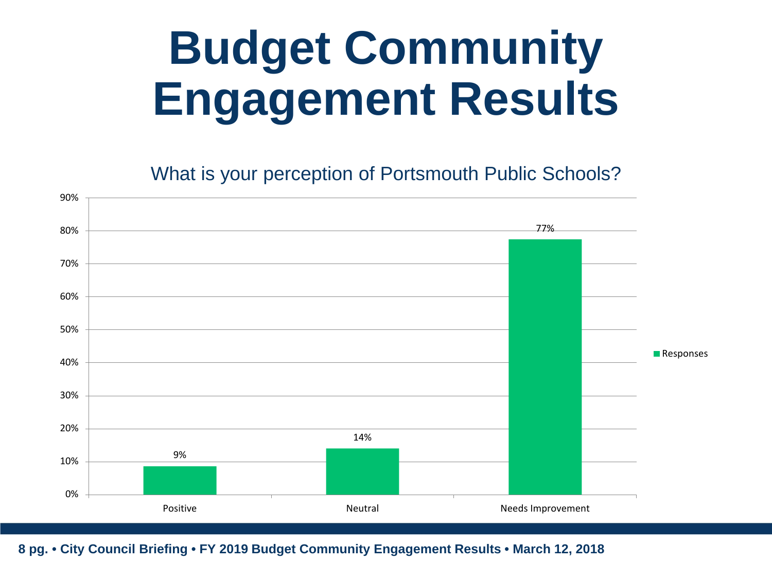# Budget Community Engagement Results

What is your perception of Portsmouth Public Schools?

| | Responses |
|---|---|
| Positive | 9% |
| Neutral | 14% |
| Needs Improvement | 77% |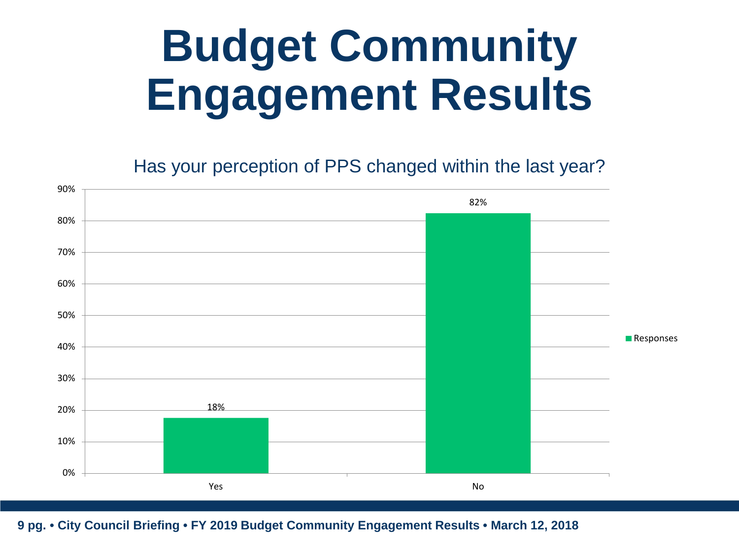# Budget Community Engagement Results

Has your perception of PPS changed within the last year?

| | Responses |
|---|---|
| Yes | 18% |
| No | 82% |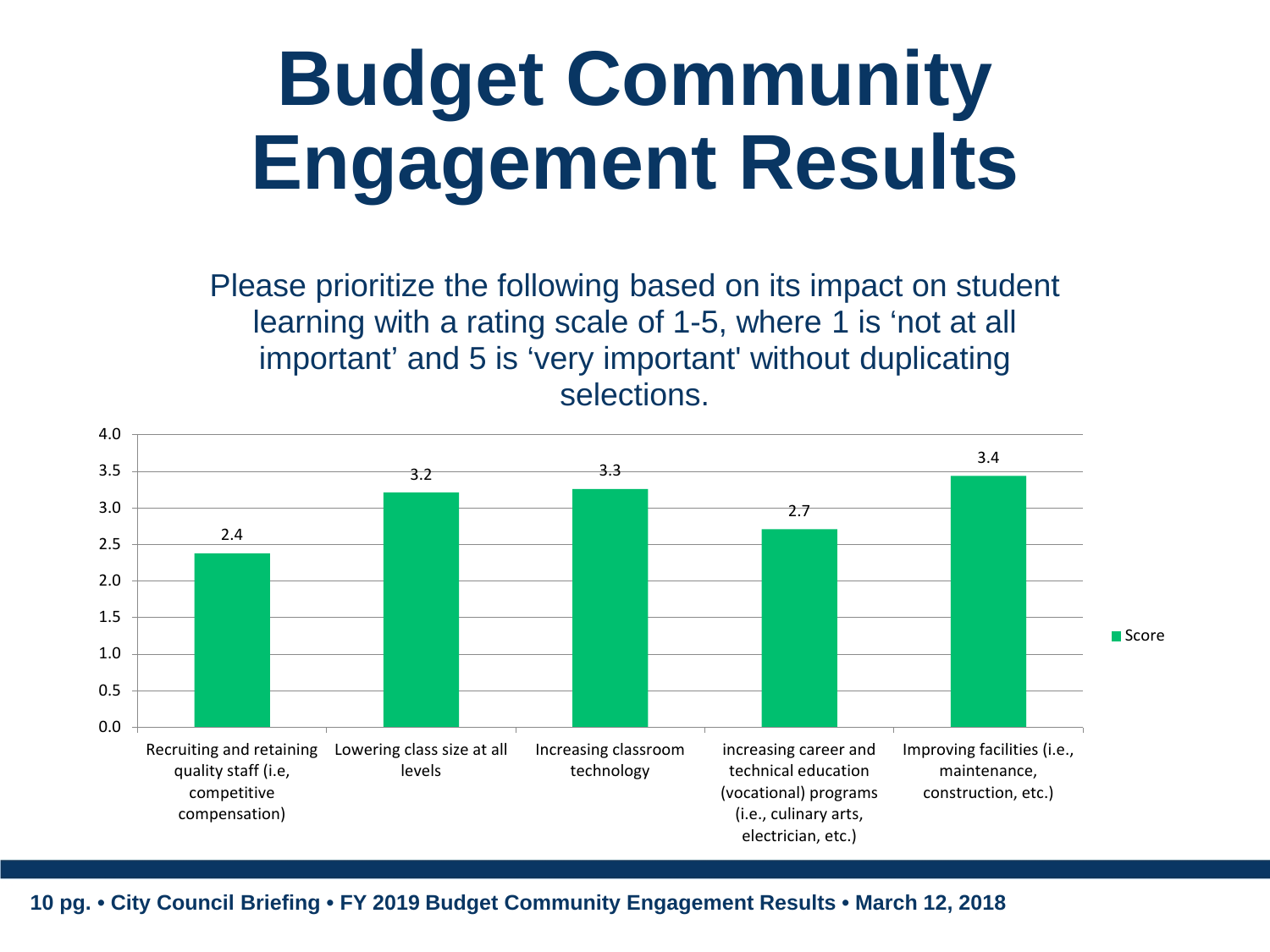# Budget Community Engagement Results

Please prioritize the following based on its impact on student learning with a rating scale of 1-5, where 1 is 'not at all important' and 5 is 'very important' without duplicating selections.

| Category | Score |
| --- | --- |
| Recruiting and retaining quality staff (i.e, competitive compensation) | 2.4 |
| Lowering class size at all levels | 3.2 |
| Increasing classroom technology | 3.3 |
| increasing career and technical education (vocational) programs (i.e., culinary arts, electrician, etc.) | 2.7 |
| Improving facilities (i.e., maintenance, construction, etc.) | 3.4 |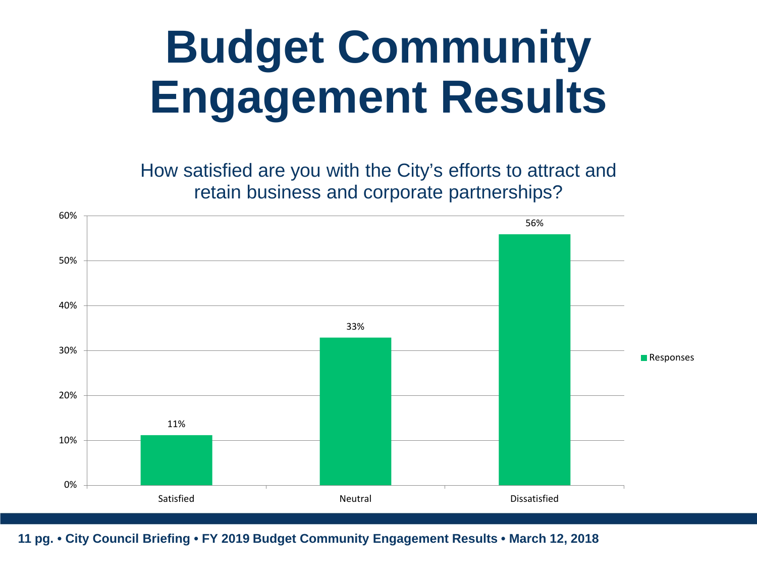# Budget Community Engagement Results

How satisfied are you with the City's efforts to attract and retain business and corporate partnerships?

| | Responses |
|---|---|
| Satisfied | 11% |
| Neutral | 33% |
| Dissatisfied | 56% |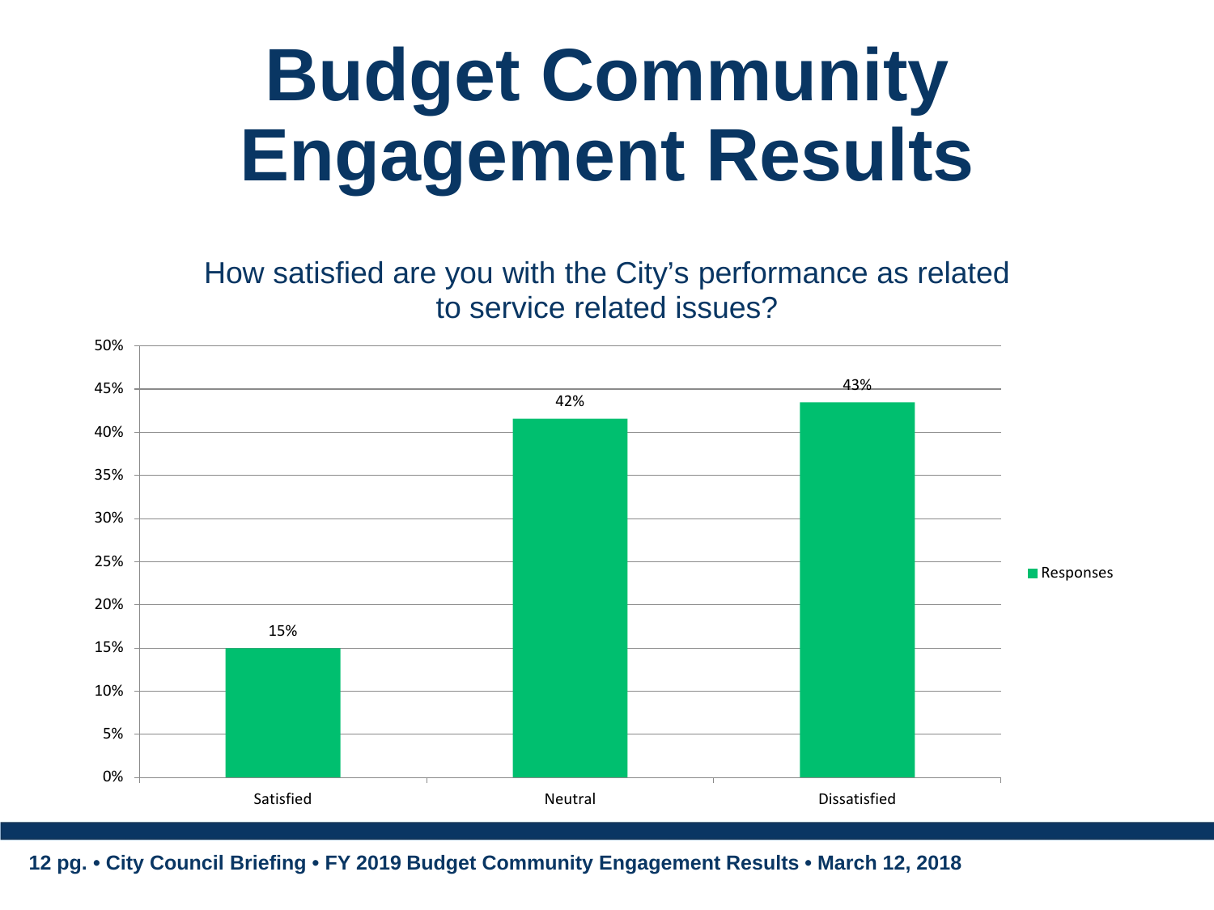# Budget Community Engagement Results

How satisfied are you with the City's performance as related to service related issues?

| | Responses |
|---|---|
| Satisfied | 15% |
| Neutral | 42% |
| Dissatisfied | 43% |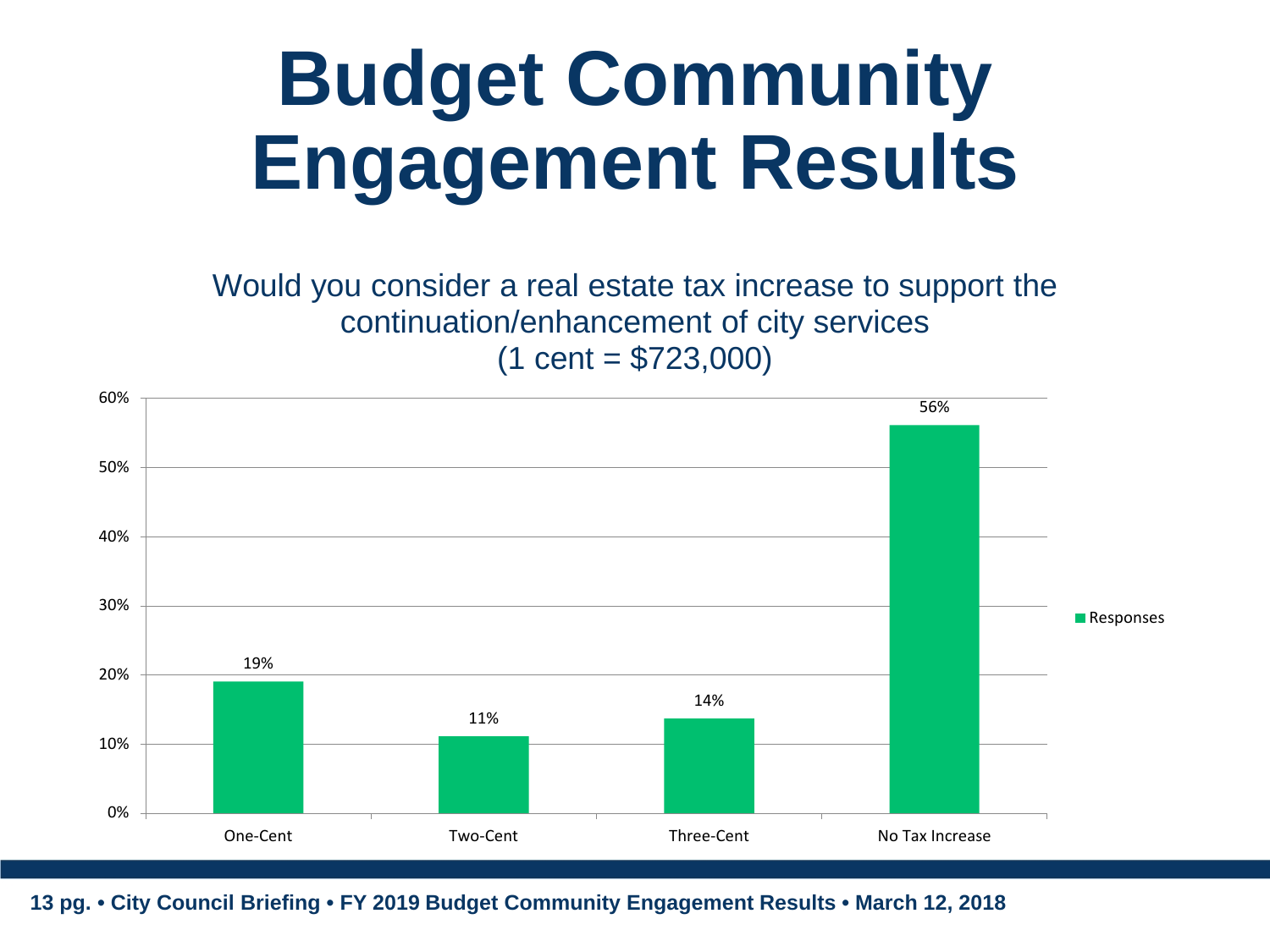# Budget Community Engagement Results

Would you consider a real estate tax increase to support the continuation/enhancement of city services
(1 cent = $723,000)

| | Responses |
|---|---|
| One-Cent | 19% |
| Two-Cent | 11% |
| Three-Cent | 14% |
| No Tax Increase | 56% |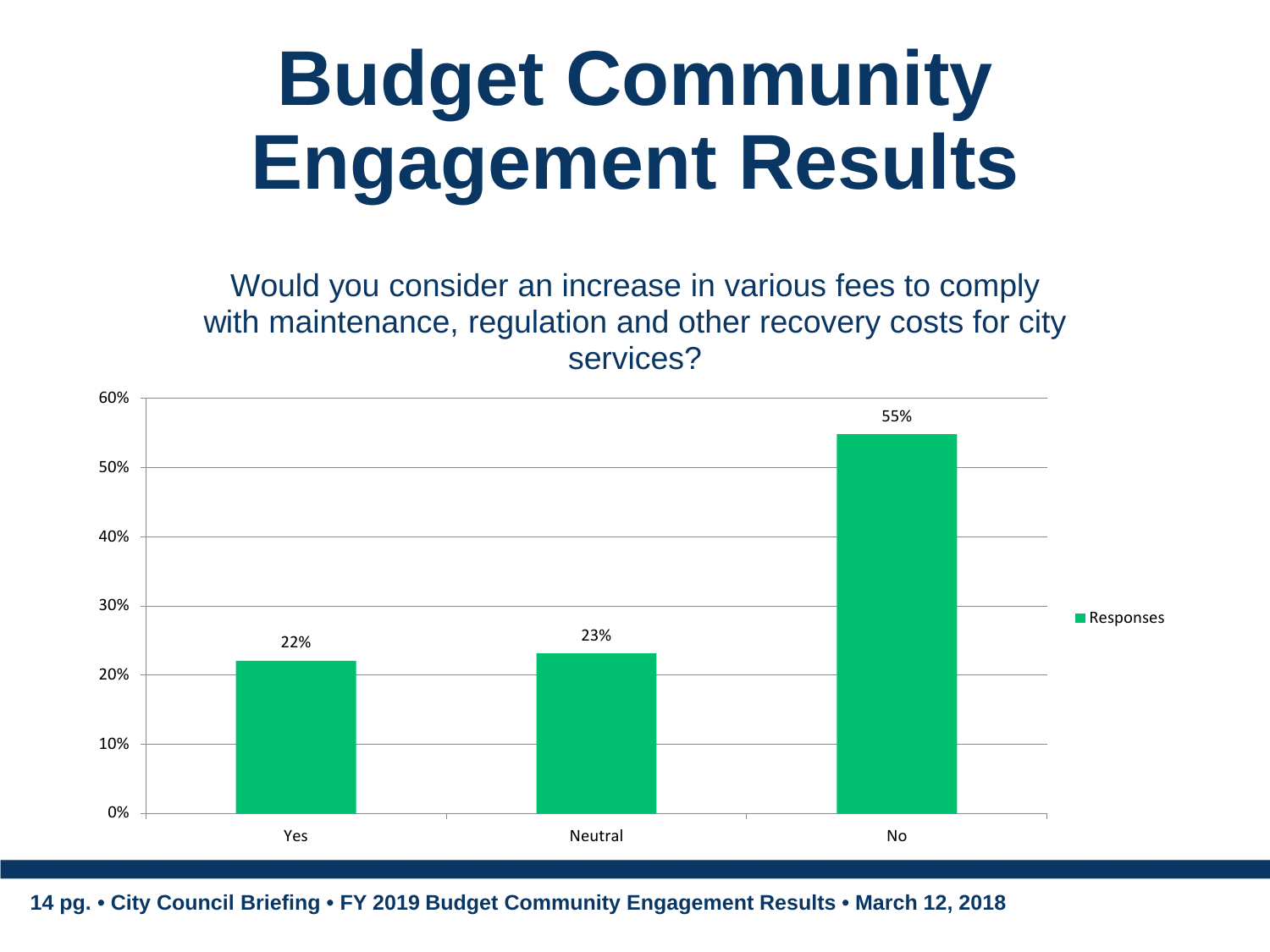# Budget Community Engagement Results

Would you consider an increase in various fees to comply with maintenance, regulation and other recovery costs for city services?

| | Responses |
|---|---|
| Yes | 22% |
| Neutral | 23% |
| No | 55% |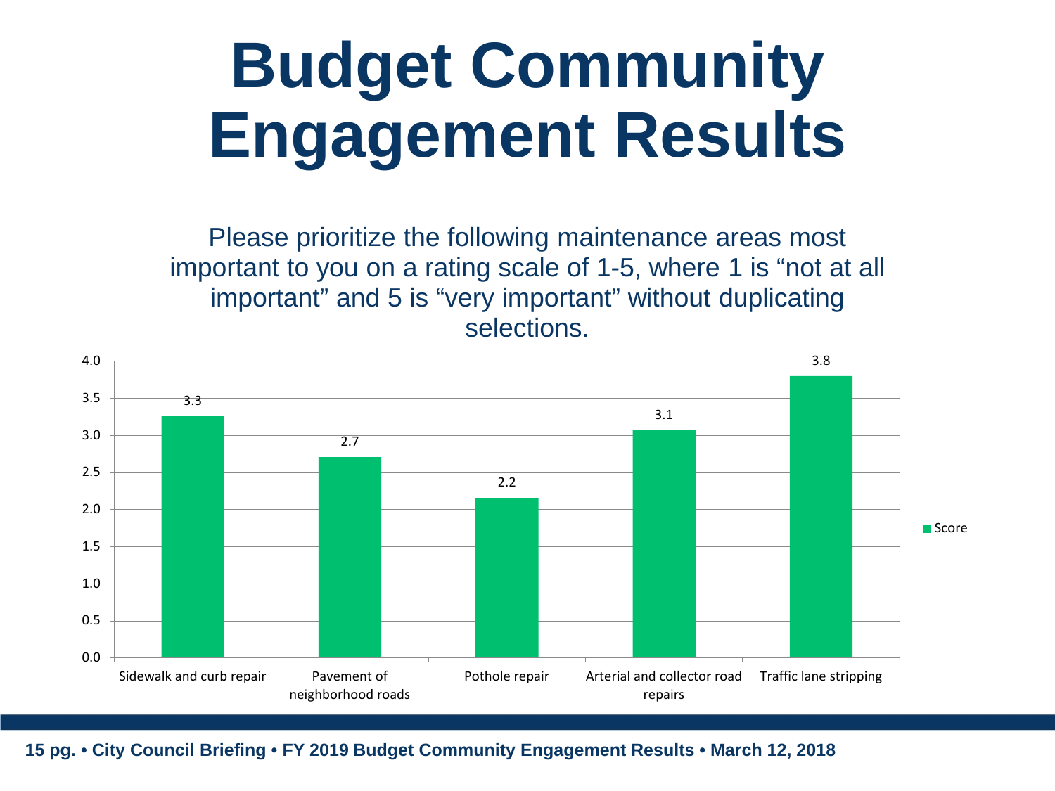# Budget Community Engagement Results

Please prioritize the following maintenance areas most important to you on a rating scale of 1-5, where 1 is "not at all important" and 5 is "very important" without duplicating selections.

| Maintenance Area | Score |
| --- | --- |
| Sidewalk and curb repair | 3.3 |
| Pavement of neighborhood roads | 2.7 |
| Pothole repair | 2.2 |
| Arterial and collector road repairs | 3.1 |
| Traffic lane stripping | 3.8 |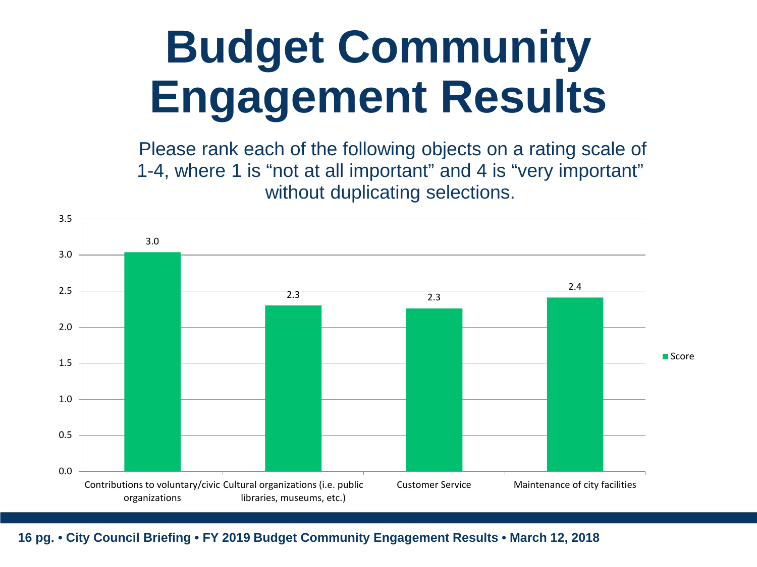# Budget Community Engagement Results

Please rank each of the following objects on a rating scale of 1-4, where 1 is "not at all important" and 4 is "very important" without duplicating selections.

| Category | Score |
|---|---|
| Contributions to voluntary/civic organizations | 3.0 |
| Cultural organizations (i.e. public libraries, museums, etc.) | 2.3 |
| Customer Service | 2.3 |
| Maintenance of city facilities | 2.4 |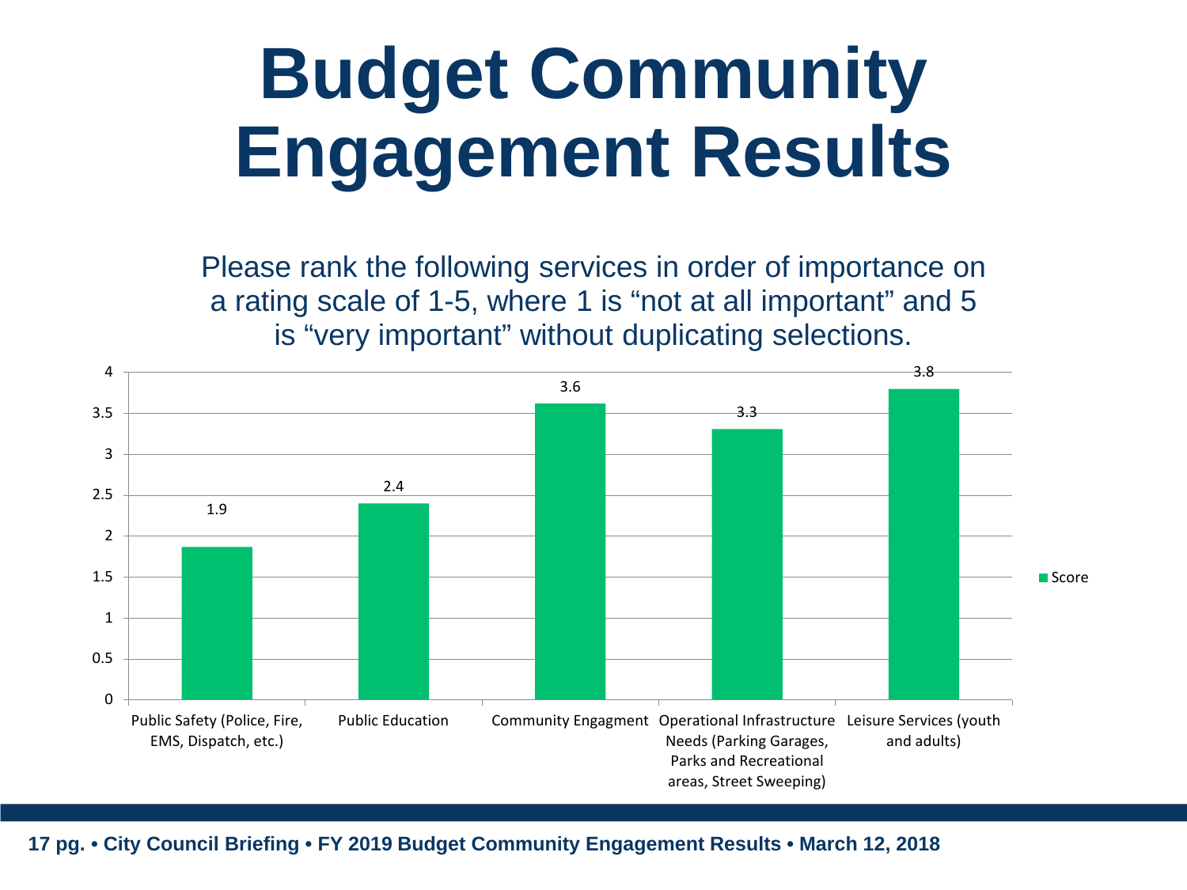# Budget Community Engagement Results

Please rank the following services in order of importance on a rating scale of 1-5, where 1 is "not at all important" and 5 is "very important" without duplicating selections.

| Service | Score |
| --- | --- |
| Public Safety (Police, Fire, EMS, Dispatch, etc.) | 1.9 |
| Public Education | 2.4 |
| Community Engagment | 3.6 |
| Operational Infrastructure Needs (Parking Garages, Parks and Recreational areas, Street Sweeping) | 3.3 |
| Leisure Services (youth and adults) | 3.8 |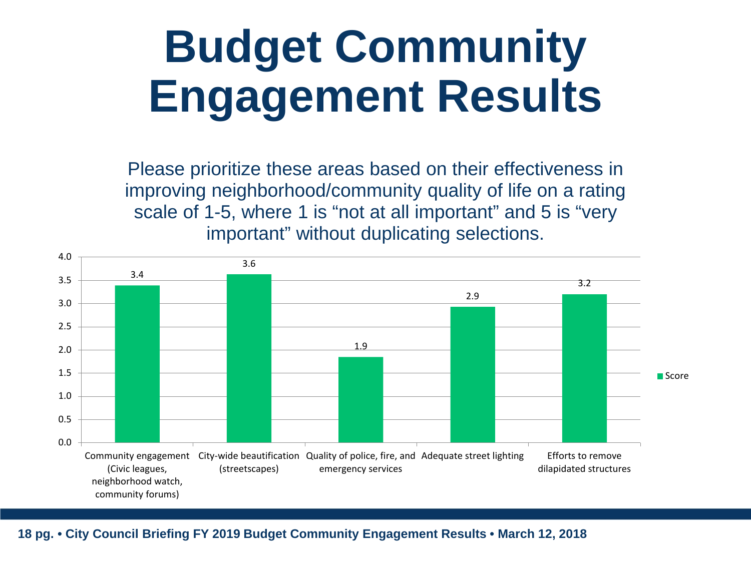# Budget Community Engagement Results

Please prioritize these areas based on their effectiveness in improving neighborhood/community quality of life on a rating scale of 1-5, where 1 is "not at all important" and 5 is "very important" without duplicating selections.

| Area | Score |
| --- | --- |
| Community engagement (Civic leagues, neighborhood watch, community forums) | 3.4 |
| City-wide beautification (streetscapes) | 3.6 |
| Quality of police, fire, and emergency services | 1.9 |
| Adequate street lighting | 2.9 |
| Efforts to remove dilapidated structures | 3.2 |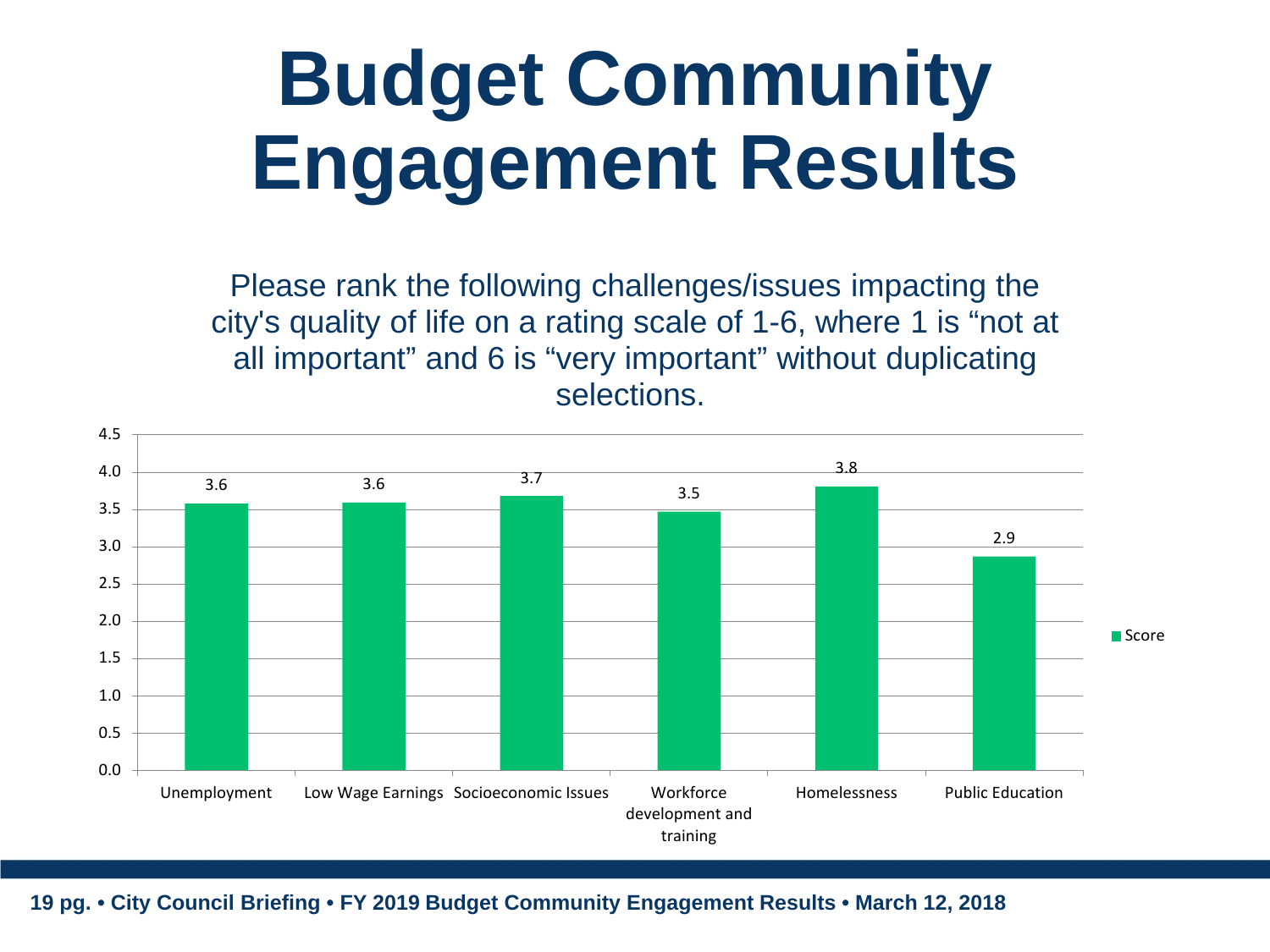# Budget Community Engagement Results

Please rank the following challenges/issues impacting the city's quality of life on a rating scale of 1-6, where 1 is "not at all important" and 6 is "very important" without duplicating selections.

| Issue | Score |
| --- | --- |
| Unemployment | 3.6 |
| Low Wage Earnings | 3.6 |
| Socioeconomic Issues | 3.7 |
| Workforce development and training | 3.5 |
| Homelessness | 3.8 |
| Public Education | 2.9 |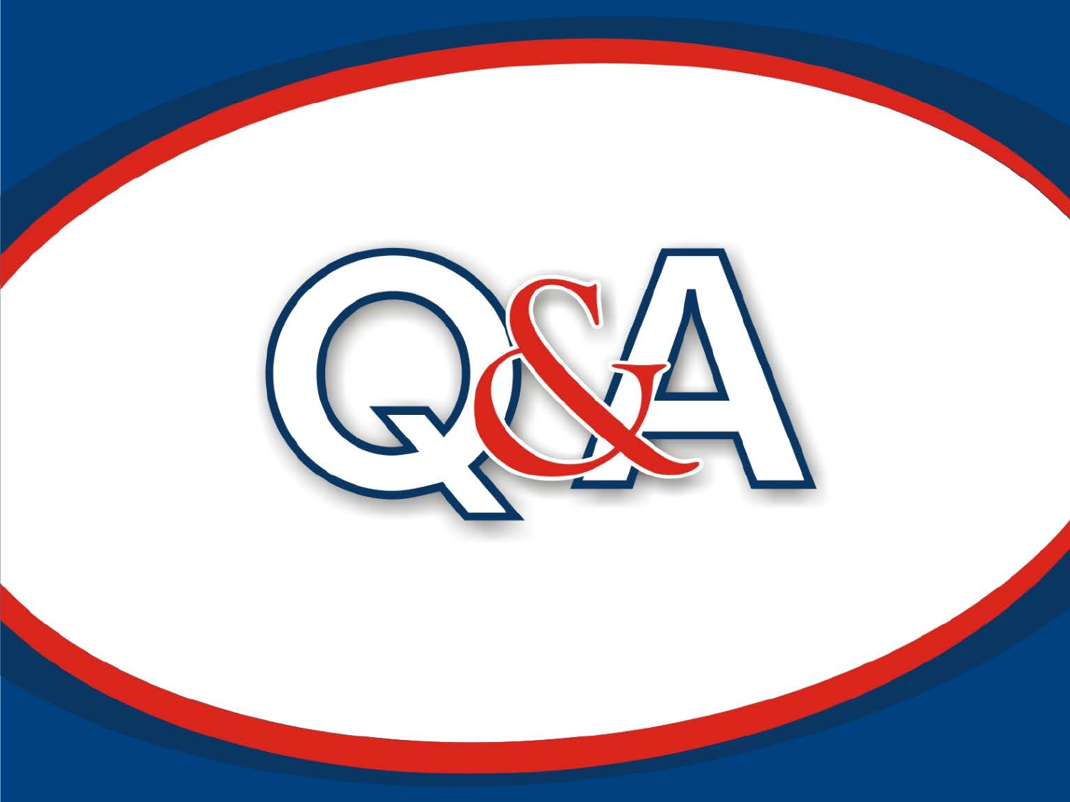# Q&A